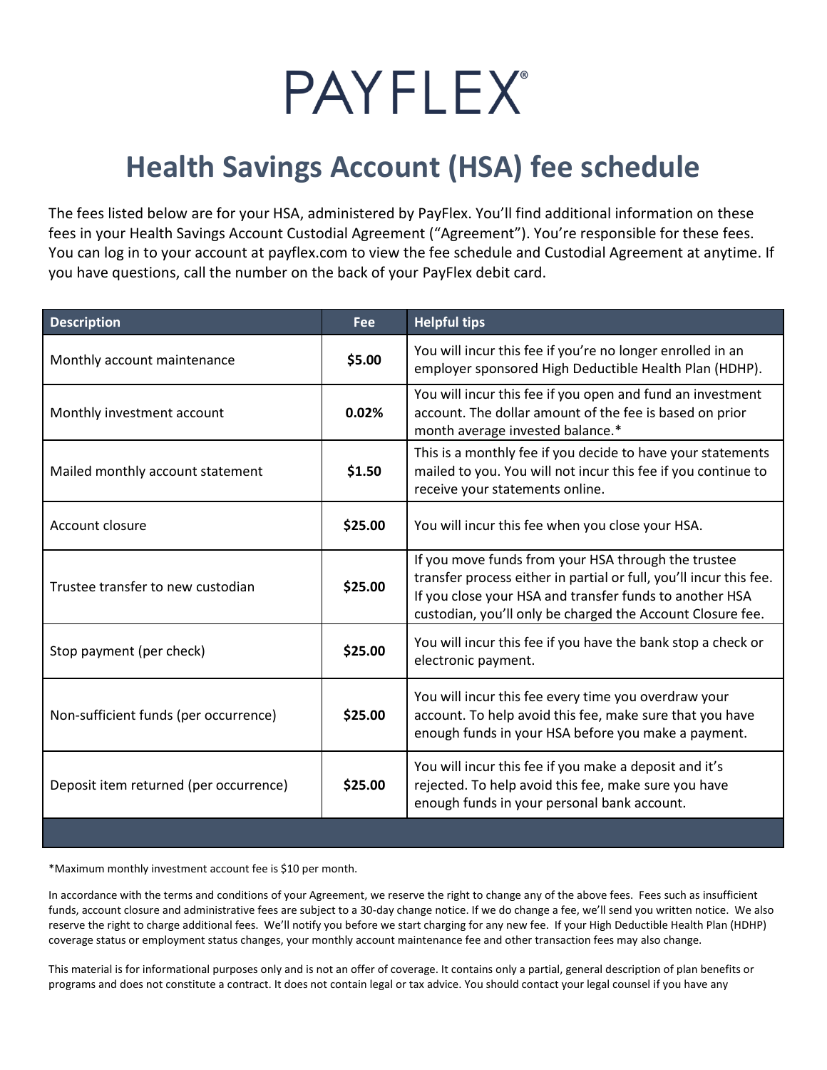# PAYFLEX®

## Health Savings Account (HSA) fee schedule

The fees listed below are for your HSA, administered by PayFlex. You'll find additional information on these fees in your Health Savings Account Custodial Agreement ("Agreement"). You're responsible for these fees. You can log in to your account at payflex.com to view the fee schedule and Custodial Agreement at anytime. If you have questions, call the number on the back of your PayFlex debit card.

| Description | Fee | Helpful tips |
| --- | --- | --- |
| Monthly account maintenance | **$5.00** | You will incur this fee if you're no longer enrolled in an employer sponsored High Deductible Health Plan (HDHP). |
| Monthly investment account | **0.02%** | You will incur this fee if you open and fund an investment account. The dollar amount of the fee is based on prior month average invested balance.* |
| Mailed monthly account statement | **$1.50** | This is a monthly fee if you decide to have your statements mailed to you. You will not incur this fee if you continue to receive your statements online. |
| Account closure | **$25.00** | You will incur this fee when you close your HSA. |
| Trustee transfer to new custodian | **$25.00** | If you move funds from your HSA through the trustee transfer process either in partial or full, you'll incur this fee. If you close your HSA and transfer funds to another HSA custodian, you'll only be charged the Account Closure fee. |
| Stop payment (per check) | **$25.00** | You will incur this fee if you have the bank stop a check or electronic payment. |
| Non-sufficient funds (per occurrence) | **$25.00** | You will incur this fee every time you overdraw your account. To help avoid this fee, make sure that you have enough funds in your HSA before you make a payment. |
| Deposit item returned (per occurrence) | **$25.00** | You will incur this fee if you make a deposit and it's rejected. To help avoid this fee, make sure you have enough funds in your personal bank account. |

*Maximum monthly investment account fee is $10 per month.

In accordance with the terms and conditions of your Agreement, we reserve the right to change any of the above fees. Fees such as insufficient funds, account closure and administrative fees are subject to a 30-day change notice. If we do change a fee, we'll send you written notice. We also reserve the right to charge additional fees. We'll notify you before we start charging for any new fee. If your High Deductible Health Plan (HDHP) coverage status or employment status changes, your monthly account maintenance fee and other transaction fees may also change.

This material is for informational purposes only and is not an offer of coverage. It contains only a partial, general description of plan benefits or programs and does not constitute a contract. It does not contain legal or tax advice. You should contact your legal counsel if you have any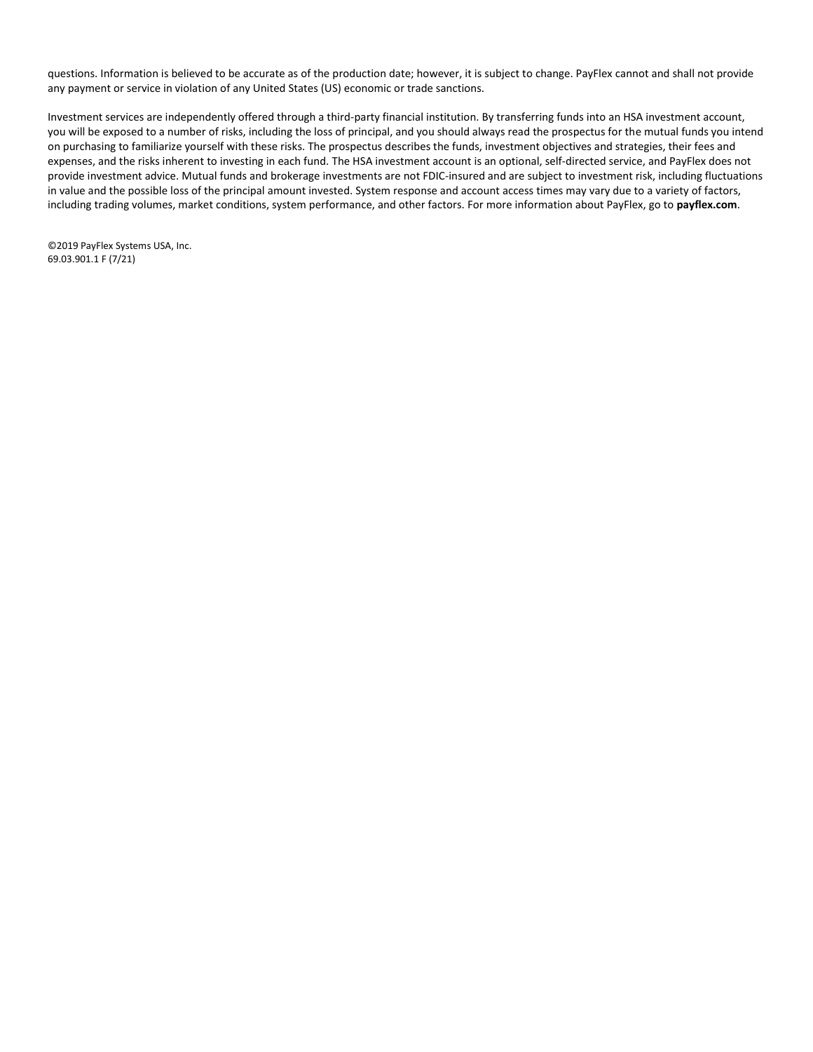questions. Information is believed to be accurate as of the production date; however, it is subject to change. PayFlex cannot and shall not provide any payment or service in violation of any United States (US) economic or trade sanctions.

Investment services are independently offered through a third-party financial institution. By transferring funds into an HSA investment account, you will be exposed to a number of risks, including the loss of principal, and you should always read the prospectus for the mutual funds you intend on purchasing to familiarize yourself with these risks. The prospectus describes the funds, investment objectives and strategies, their fees and expenses, and the risks inherent to investing in each fund. The HSA investment account is an optional, self-directed service, and PayFlex does not provide investment advice. Mutual funds and brokerage investments are not FDIC-insured and are subject to investment risk, including fluctuations in value and the possible loss of the principal amount invested. System response and account access times may vary due to a variety of factors, including trading volumes, market conditions, system performance, and other factors. For more information about PayFlex, go to **payflex.com**.

©2019 PayFlex Systems USA, Inc.
69.03.901.1 F (7/21)